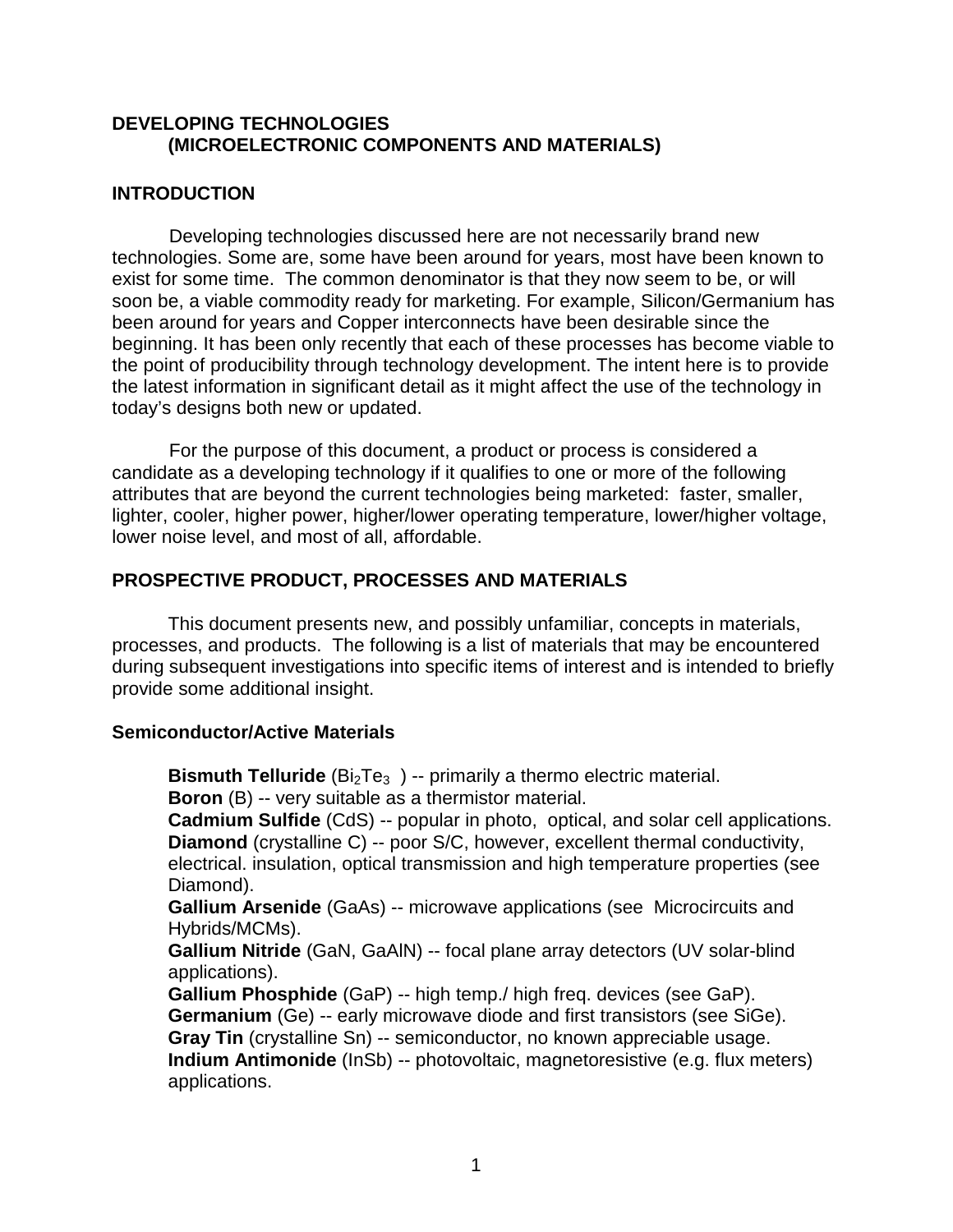# DEVELOPING TECHNOLOGIES
## (MICROELECTRONIC COMPONENTS AND MATERIALS)

## INTRODUCTION

Developing technologies discussed here are not necessarily brand new technologies. Some are, some have been around for years, most have been known to exist for some time. The common denominator is that they now seem to be, or will soon be, a viable commodity ready for marketing. For example, Silicon/Germanium has been around for years and Copper interconnects have been desirable since the beginning. It has been only recently that each of these processes has become viable to the point of producibility through technology development. The intent here is to provide the latest information in significant detail as it might affect the use of the technology in today's designs both new or updated.

For the purpose of this document, a product or process is considered a candidate as a developing technology if it qualifies to one or more of the following attributes that are beyond the current technologies being marketed: faster, smaller, lighter, cooler, higher power, higher/lower operating temperature, lower/higher voltage, lower noise level, and most of all, affordable.

## PROSPECTIVE PRODUCT, PROCESSES AND MATERIALS

This document presents new, and possibly unfamiliar, concepts in materials, processes, and products. The following is a list of materials that may be encountered during subsequent investigations into specific items of interest and is intended to briefly provide some additional insight.

### Semiconductor/Active Materials

**Bismuth Telluride** ($Bi_2Te_3$) -- primarily a thermo electric material.
**Boron** (B) -- very suitable as a thermistor material.
**Cadmium Sulfide** (CdS) -- popular in photo, optical, and solar cell applications.
**Diamond** (crystalline C) -- poor S/C, however, excellent thermal conductivity, electrical. insulation, optical transmission and high temperature properties (see Diamond).
**Gallium Arsenide** (GaAs) -- microwave applications (see Microcircuits and Hybrids/MCMs).
**Gallium Nitride** (GaN, GaAlN) -- focal plane array detectors (UV solar-blind applications).
**Gallium Phosphide** (GaP) -- high temp./ high freq. devices (see GaP).
**Germanium** (Ge) -- early microwave diode and first transistors (see SiGe).
**Gray Tin** (crystalline Sn) -- semiconductor, no known appreciable usage.
**Indium Antimonide** (InSb) -- photovoltaic, magnetoresistive (e.g. flux meters) applications.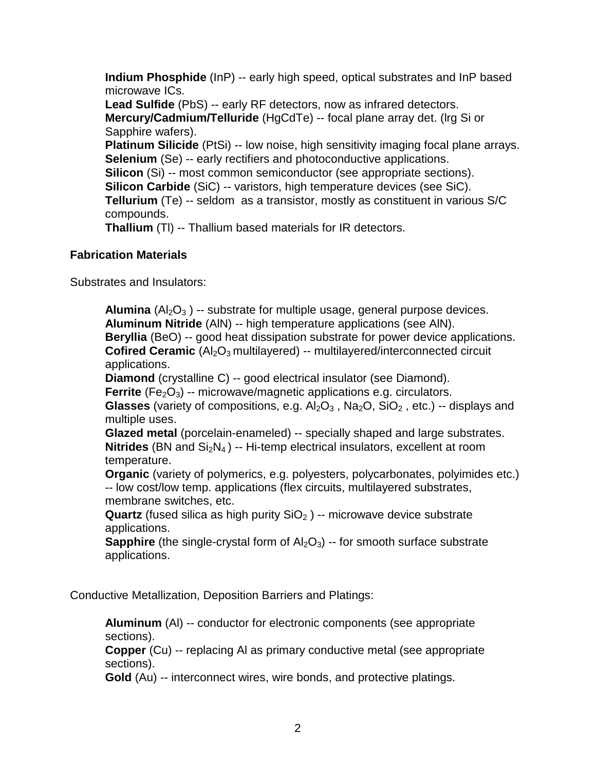**Indium Phosphide** (InP) -- early high speed, optical substrates and InP based microwave ICs.
**Lead Sulfide** (PbS) -- early RF detectors, now as infrared detectors.
**Mercury/Cadmium/Telluride** (HgCdTe) -- focal plane array det. (lrg Si or Sapphire wafers).
**Platinum Silicide** (PtSi) -- low noise, high sensitivity imaging focal plane arrays.
**Selenium** (Se) -- early rectifiers and photoconductive applications.
**Silicon** (Si) -- most common semiconductor (see appropriate sections).
**Silicon Carbide** (SiC) -- varistors, high temperature devices (see SiC).
**Tellurium** (Te) -- seldom as a transistor, mostly as constituent in various S/C compounds.
**Thallium** (Tl) -- Thallium based materials for IR detectors.

**Fabrication Materials**

Substrates and Insulators:

**Alumina** ($Al_2O_3$ ) -- substrate for multiple usage, general purpose devices.
**Aluminum Nitride** (AlN) -- high temperature applications (see AlN).
**Beryllia** (BeO) -- good heat dissipation substrate for power device applications.
**Cofired Ceramic** ($Al_2O_3$ multilayered) -- multilayered/interconnected circuit applications.
**Diamond** (crystalline C) -- good electrical insulator (see Diamond).
**Ferrite** ($Fe_2O_3$) -- microwave/magnetic applications e.g. circulators.
**Glasses** (variety of compositions, e.g. $Al_2O_3$ , $Na_2O$, $SiO_2$ , etc.) -- displays and multiple uses.
**Glazed metal** (porcelain-enameled) -- specially shaped and large substrates.
**Nitrides** (BN and $Si_2N_4$ ) -- Hi-temp electrical insulators, excellent at room temperature.
**Organic** (variety of polymerics, e.g. polyesters, polycarbonates, polyimides etc.) -- low cost/low temp. applications (flex circuits, multilayered substrates, membrane switches, etc.
**Quartz** (fused silica as high purity $SiO_2$ ) -- microwave device substrate applications.
**Sapphire** (the single-crystal form of $Al_2O_3$) -- for smooth surface substrate applications.

Conductive Metallization, Deposition Barriers and Platings:

**Aluminum** (Al) -- conductor for electronic components (see appropriate sections).
**Copper** (Cu) -- replacing Al as primary conductive metal (see appropriate sections).
**Gold** (Au) -- interconnect wires, wire bonds, and protective platings.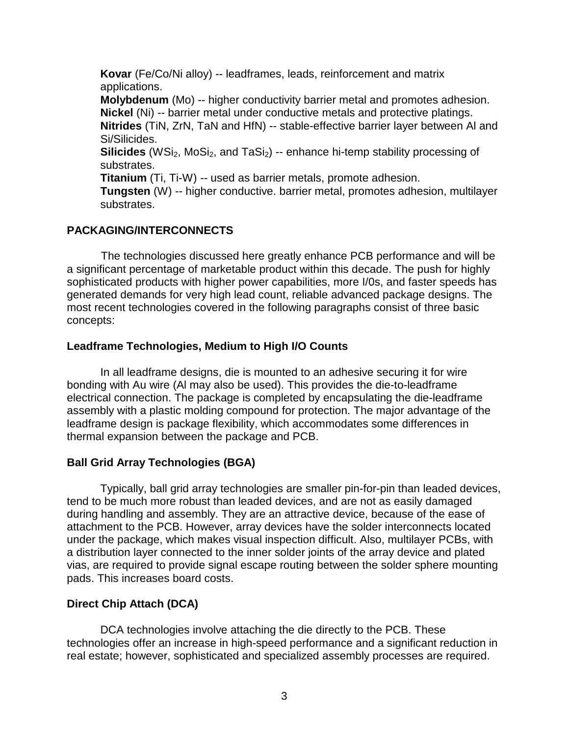**Kovar** (Fe/Co/Ni alloy) -- leadframes, leads, reinforcement and matrix applications.
**Molybdenum** (Mo) -- higher conductivity barrier metal and promotes adhesion.
**Nickel** (Ni) -- barrier metal under conductive metals and protective platings.
**Nitrides** (TiN, ZrN, TaN and HfN) -- stable-effective barrier layer between Al and Si/Silicides.
**Silicides** ($WSi_2$, $MoSi_2$, and $TaSi_2$) -- enhance hi-temp stability processing of substrates.
**Titanium** (Ti, Ti-W) -- used as barrier metals, promote adhesion.
**Tungsten** (W) -- higher conductive. barrier metal, promotes adhesion, multilayer substrates.

## PACKAGING/INTERCONNECTS

The technologies discussed here greatly enhance PCB performance and will be a significant percentage of marketable product within this decade. The push for highly sophisticated products with higher power capabilities, more I/0s, and faster speeds has generated demands for very high lead count, reliable advanced package designs. The most recent technologies covered in the following paragraphs consist of three basic concepts:

### Leadframe Technologies, Medium to High I/O Counts

In all leadframe designs, die is mounted to an adhesive securing it for wire bonding with Au wire (Al may also be used). This provides the die-to-leadframe electrical connection. The package is completed by encapsulating the die-leadframe assembly with a plastic molding compound for protection. The major advantage of the leadframe design is package flexibility, which accommodates some differences in thermal expansion between the package and PCB.

### Ball Grid Array Technologies (BGA)

Typically, ball grid array technologies are smaller pin-for-pin than leaded devices, tend to be much more robust than leaded devices, and are not as easily damaged during handling and assembly. They are an attractive device, because of the ease of attachment to the PCB. However, array devices have the solder interconnects located under the package, which makes visual inspection difficult. Also, multilayer PCBs, with a distribution layer connected to the inner solder joints of the array device and plated vias, are required to provide signal escape routing between the solder sphere mounting pads. This increases board costs.

### Direct Chip Attach (DCA)

DCA technologies involve attaching the die directly to the PCB. These technologies offer an increase in high-speed performance and a significant reduction in real estate; however, sophisticated and specialized assembly processes are required.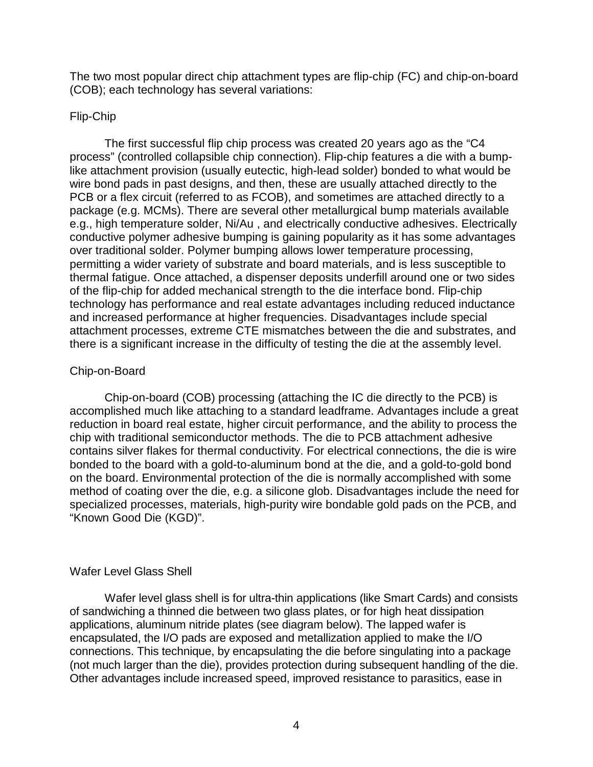The two most popular direct chip attachment types are flip-chip (FC) and chip-on-board (COB); each technology has several variations:

## Flip-Chip

The first successful flip chip process was created 20 years ago as the "C4 process" (controlled collapsible chip connection). Flip-chip features a die with a bump-like attachment provision (usually eutectic, high-lead solder) bonded to what would be wire bond pads in past designs, and then, these are usually attached directly to the PCB or a flex circuit (referred to as FCOB), and sometimes are attached directly to a package (e.g. MCMs). There are several other metallurgical bump materials available e.g., high temperature solder, Ni/Au , and electrically conductive adhesives. Electrically conductive polymer adhesive bumping is gaining popularity as it has some advantages over traditional solder. Polymer bumping allows lower temperature processing, permitting a wider variety of substrate and board materials, and is less susceptible to thermal fatigue. Once attached, a dispenser deposits underfill around one or two sides of the flip-chip for added mechanical strength to the die interface bond. Flip-chip technology has performance and real estate advantages including reduced inductance and increased performance at higher frequencies. Disadvantages include special attachment processes, extreme CTE mismatches between the die and substrates, and there is a significant increase in the difficulty of testing the die at the assembly level.

## Chip-on-Board

Chip-on-board (COB) processing (attaching the IC die directly to the PCB) is accomplished much like attaching to a standard leadframe. Advantages include a great reduction in board real estate, higher circuit performance, and the ability to process the chip with traditional semiconductor methods. The die to PCB attachment adhesive contains silver flakes for thermal conductivity. For electrical connections, the die is wire bonded to the board with a gold-to-aluminum bond at the die, and a gold-to-gold bond on the board. Environmental protection of the die is normally accomplished with some method of coating over the die, e.g. a silicone glob. Disadvantages include the need for specialized processes, materials, high-purity wire bondable gold pads on the PCB, and "Known Good Die (KGD)".

## Wafer Level Glass Shell

Wafer level glass shell is for ultra-thin applications (like Smart Cards) and consists of sandwiching a thinned die between two glass plates, or for high heat dissipation applications, aluminum nitride plates (see diagram below). The lapped wafer is encapsulated, the I/O pads are exposed and metallization applied to make the I/O connections. This technique, by encapsulating the die before singulating into a package (not much larger than the die), provides protection during subsequent handling of the die. Other advantages include increased speed, improved resistance to parasitics, ease in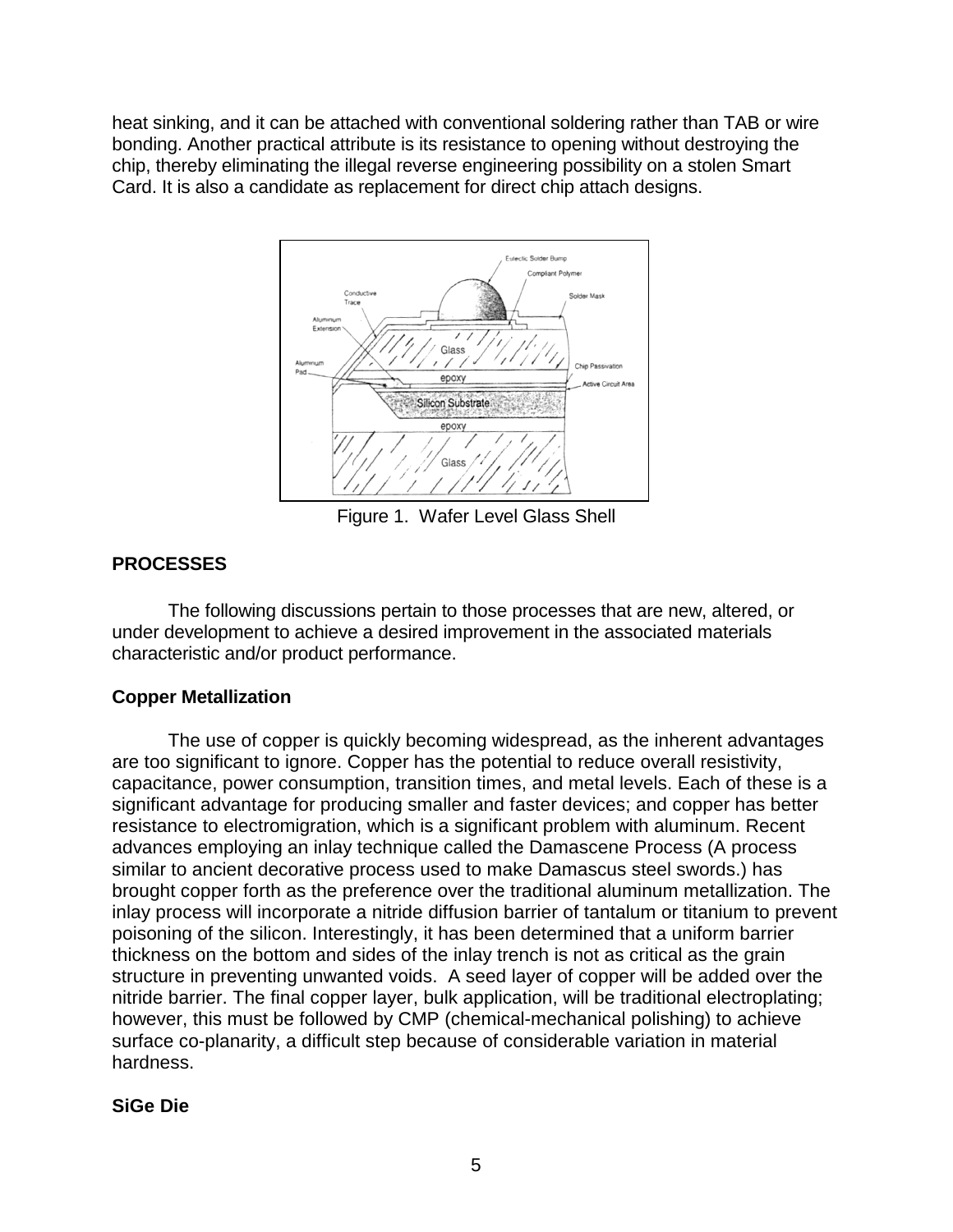heat sinking, and it can be attached with conventional soldering rather than TAB or wire bonding. Another practical attribute is its resistance to opening without destroying the chip, thereby eliminating the illegal reverse engineering possibility on a stolen Smart Card. It is also a candidate as replacement for direct chip attach designs.

Figure 1. Wafer Level Glass Shell

## PROCESSES

The following discussions pertain to those processes that are new, altered, or under development to achieve a desired improvement in the associated materials characteristic and/or product performance.

### Copper Metallization

The use of copper is quickly becoming widespread, as the inherent advantages are too significant to ignore. Copper has the potential to reduce overall resistivity, capacitance, power consumption, transition times, and metal levels. Each of these is a significant advantage for producing smaller and faster devices; and copper has better resistance to electromigration, which is a significant problem with aluminum. Recent advances employing an inlay technique called the Damascene Process (A process similar to ancient decorative process used to make Damascus steel swords.) has brought copper forth as the preference over the traditional aluminum metallization. The inlay process will incorporate a nitride diffusion barrier of tantalum or titanium to prevent poisoning of the silicon. Interestingly, it has been determined that a uniform barrier thickness on the bottom and sides of the inlay trench is not as critical as the grain structure in preventing unwanted voids. A seed layer of copper will be added over the nitride barrier. The final copper layer, bulk application, will be traditional electroplating; however, this must be followed by CMP (chemical-mechanical polishing) to achieve surface co-planarity, a difficult step because of considerable variation in material hardness.

### SiGe Die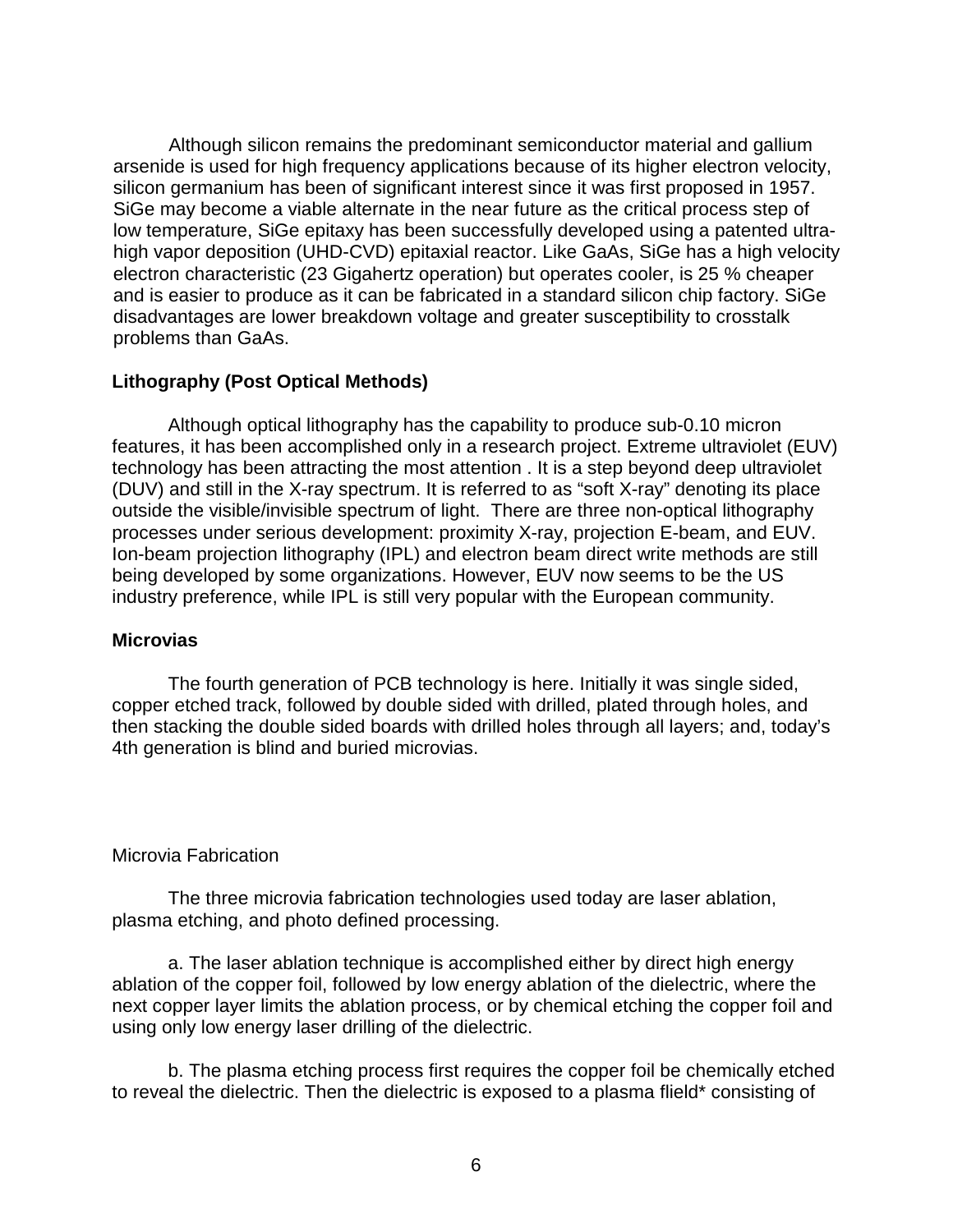Although silicon remains the predominant semiconductor material and gallium arsenide is used for high frequency applications because of its higher electron velocity, silicon germanium has been of significant interest since it was first proposed in 1957. SiGe may become a viable alternate in the near future as the critical process step of low temperature, SiGe epitaxy has been successfully developed using a patented ultra-high vapor deposition (UHD-CVD) epitaxial reactor. Like GaAs, SiGe has a high velocity electron characteristic (23 Gigahertz operation) but operates cooler, is 25 % cheaper and is easier to produce as it can be fabricated in a standard silicon chip factory. SiGe disadvantages are lower breakdown voltage and greater susceptibility to crosstalk problems than GaAs.

**Lithography (Post Optical Methods)**

Although optical lithography has the capability to produce sub-0.10 micron features, it has been accomplished only in a research project. Extreme ultraviolet (EUV) technology has been attracting the most attention . It is a step beyond deep ultraviolet (DUV) and still in the X-ray spectrum. It is referred to as “soft X-ray” denoting its place outside the visible/invisible spectrum of light. There are three non-optical lithography processes under serious development: proximity X-ray, projection E-beam, and EUV. Ion-beam projection lithography (IPL) and electron beam direct write methods are still being developed by some organizations. However, EUV now seems to be the US industry preference, while IPL is still very popular with the European community.

**Microvias**

The fourth generation of PCB technology is here. Initially it was single sided, copper etched track, followed by double sided with drilled, plated through holes, and then stacking the double sided boards with drilled holes through all layers; and, today’s 4th generation is blind and buried microvias.

Microvia Fabrication

The three microvia fabrication technologies used today are laser ablation, plasma etching, and photo defined processing.

a. The laser ablation technique is accomplished either by direct high energy ablation of the copper foil, followed by low energy ablation of the dielectric, where the next copper layer limits the ablation process, or by chemical etching the copper foil and using only low energy laser drilling of the dielectric.

b. The plasma etching process first requires the copper foil be chemically etched to reveal the dielectric. Then the dielectric is exposed to a plasma flield* consisting of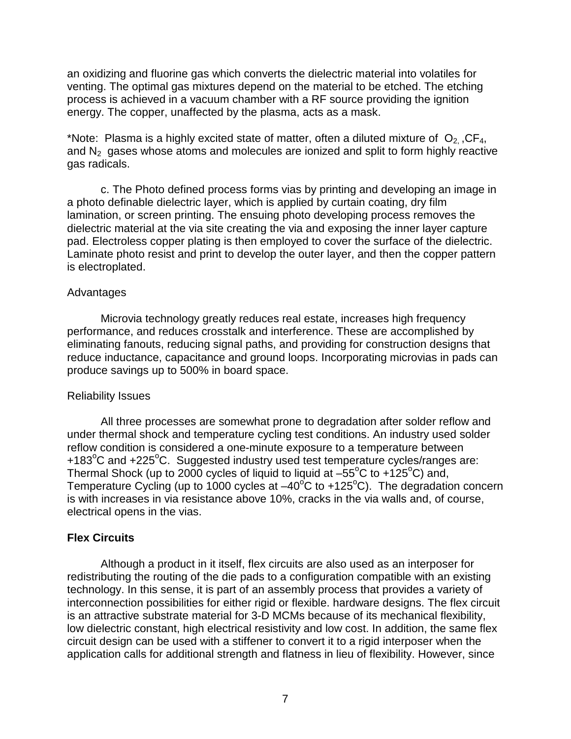an oxidizing and fluorine gas which converts the dielectric material into volatiles for venting. The optimal gas mixtures depend on the material to be etched. The etching process is achieved in a vacuum chamber with a RF source providing the ignition energy. The copper, unaffected by the plasma, acts as a mask.

*Note: Plasma is a highly excited state of matter, often a diluted mixture of $O_2$, $CF_4$, and $N_2$ gases whose atoms and molecules are ionized and split to form highly reactive gas radicals.

c. The Photo defined process forms vias by printing and developing an image in a photo definable dielectric layer, which is applied by curtain coating, dry film lamination, or screen printing. The ensuing photo developing process removes the dielectric material at the via site creating the via and exposing the inner layer capture pad. Electroless copper plating is then employed to cover the surface of the dielectric. Laminate photo resist and print to develop the outer layer, and then the copper pattern is electroplated.

Advantages

Microvia technology greatly reduces real estate, increases high frequency performance, and reduces crosstalk and interference. These are accomplished by eliminating fanouts, reducing signal paths, and providing for construction designs that reduce inductance, capacitance and ground loops. Incorporating microvias in pads can produce savings up to 500% in board space.

Reliability Issues

All three processes are somewhat prone to degradation after solder reflow and under thermal shock and temperature cycling test conditions. An industry used solder reflow condition is considered a one-minute exposure to a temperature between +183°C and +225°C. Suggested industry used test temperature cycles/ranges are: Thermal Shock (up to 2000 cycles of liquid to liquid at –55°C to +125°C) and, Temperature Cycling (up to 1000 cycles at –40°C to +125°C). The degradation concern is with increases in via resistance above 10%, cracks in the via walls and, of course, electrical opens in the vias.

**Flex Circuits**

Although a product in it itself, flex circuits are also used as an interposer for redistributing the routing of the die pads to a configuration compatible with an existing technology. In this sense, it is part of an assembly process that provides a variety of interconnection possibilities for either rigid or flexible. hardware designs. The flex circuit is an attractive substrate material for 3-D MCMs because of its mechanical flexibility, low dielectric constant, high electrical resistivity and low cost. In addition, the same flex circuit design can be used with a stiffener to convert it to a rigid interposer when the application calls for additional strength and flatness in lieu of flexibility. However, since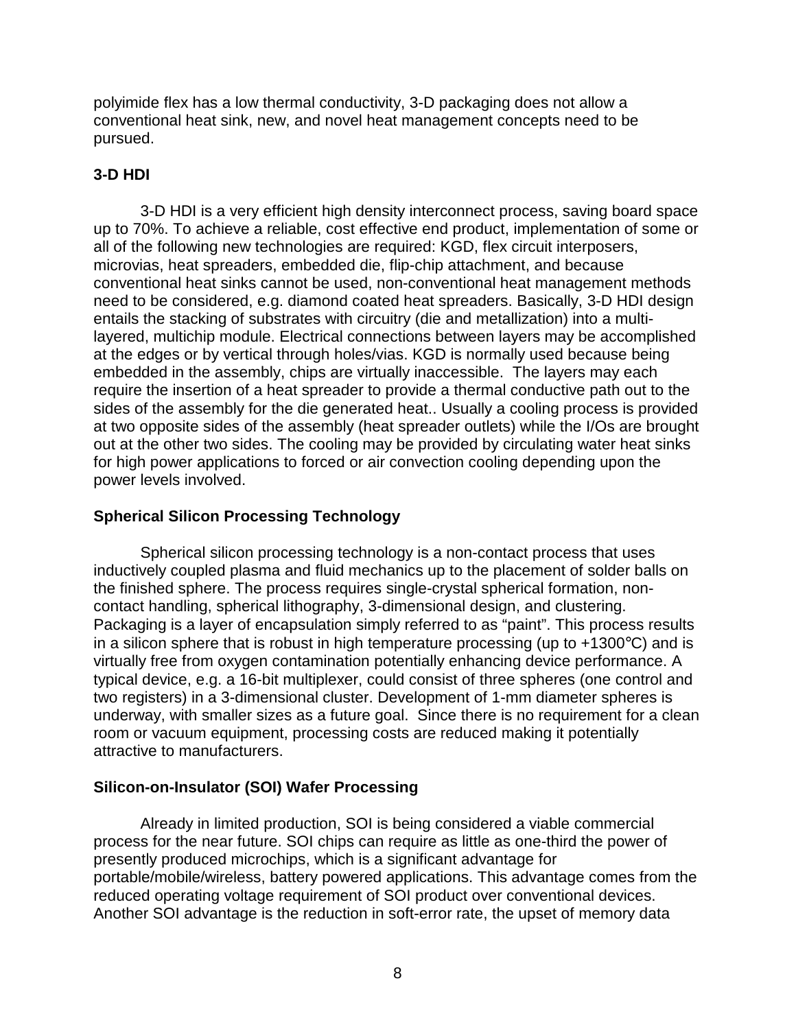polyimide flex has a low thermal conductivity, 3-D packaging does not allow a conventional heat sink, new, and novel heat management concepts need to be pursued.

**3-D HDI**

3-D HDI is a very efficient high density interconnect process, saving board space up to 70%. To achieve a reliable, cost effective end product, implementation of some or all of the following new technologies are required: KGD, flex circuit interposers, microvias, heat spreaders, embedded die, flip-chip attachment, and because conventional heat sinks cannot be used, non-conventional heat management methods need to be considered, e.g. diamond coated heat spreaders. Basically, 3-D HDI design entails the stacking of substrates with circuitry (die and metallization) into a multi-layered, multichip module. Electrical connections between layers may be accomplished at the edges or by vertical through holes/vias. KGD is normally used because being embedded in the assembly, chips are virtually inaccessible. The layers may each require the insertion of a heat spreader to provide a thermal conductive path out to the sides of the assembly for the die generated heat.. Usually a cooling process is provided at two opposite sides of the assembly (heat spreader outlets) while the I/Os are brought out at the other two sides. The cooling may be provided by circulating water heat sinks for high power applications to forced or air convection cooling depending upon the power levels involved.

**Spherical Silicon Processing Technology**

Spherical silicon processing technology is a non-contact process that uses inductively coupled plasma and fluid mechanics up to the placement of solder balls on the finished sphere. The process requires single-crystal spherical formation, non-contact handling, spherical lithography, 3-dimensional design, and clustering. Packaging is a layer of encapsulation simply referred to as “paint”. This process results in a silicon sphere that is robust in high temperature processing (up to +1300°C) and is virtually free from oxygen contamination potentially enhancing device performance. A typical device, e.g. a 16-bit multiplexer, could consist of three spheres (one control and two registers) in a 3-dimensional cluster. Development of 1-mm diameter spheres is underway, with smaller sizes as a future goal. Since there is no requirement for a clean room or vacuum equipment, processing costs are reduced making it potentially attractive to manufacturers.

**Silicon-on-Insulator (SOI) Wafer Processing**

Already in limited production, SOI is being considered a viable commercial process for the near future. SOI chips can require as little as one-third the power of presently produced microchips, which is a significant advantage for portable/mobile/wireless, battery powered applications. This advantage comes from the reduced operating voltage requirement of SOI product over conventional devices. Another SOI advantage is the reduction in soft-error rate, the upset of memory data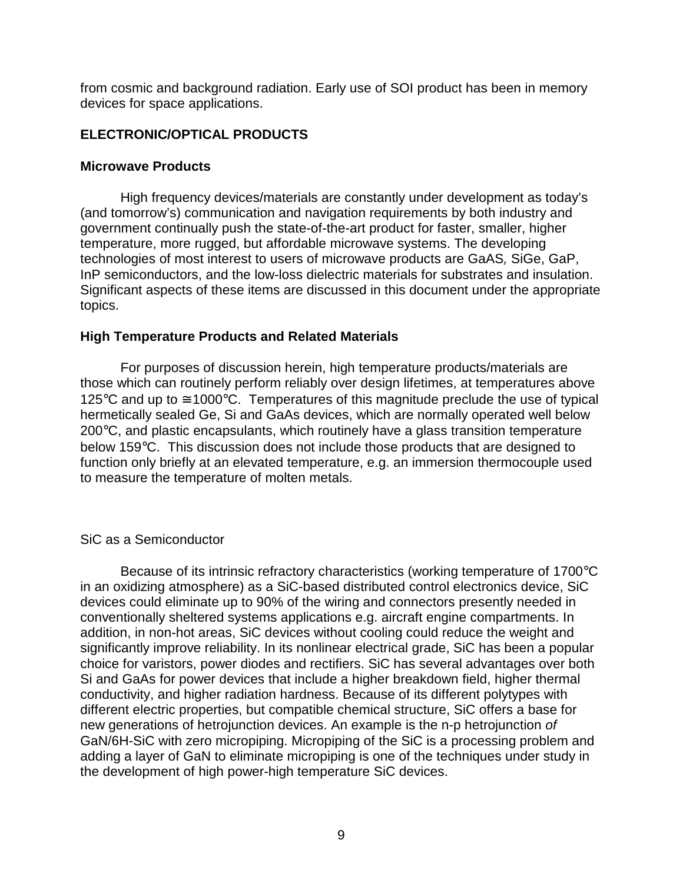from cosmic and background radiation. Early use of SOI product has been in memory devices for space applications.

## ELECTRONIC/OPTICAL PRODUCTS

### Microwave Products

High frequency devices/materials are constantly under development as today's (and tomorrow's) communication and navigation requirements by both industry and government continually push the state-of-the-art product for faster, smaller, higher temperature, more rugged, but affordable microwave systems. The developing technologies of most interest to users of microwave products are GaAS*,* SiGe, GaP, InP semiconductors, and the low-loss dielectric materials for substrates and insulation. Significant aspects of these items are discussed in this document under the appropriate topics.

### High Temperature Products and Related Materials

For purposes of discussion herein, high temperature products/materials are those which can routinely perform reliably over design lifetimes, at temperatures above 125°C and up to ≅1000°C. Temperatures of this magnitude preclude the use of typical hermetically sealed Ge, Si and GaAs devices, which are normally operated well below 200°C, and plastic encapsulants, which routinely have a glass transition temperature below 159°C. This discussion does not include those products that are designed to function only briefly at an elevated temperature, e.g. an immersion thermocouple used to measure the temperature of molten metals.

SiC as a Semiconductor

Because of its intrinsic refractory characteristics (working temperature of 1700°C in an oxidizing atmosphere) as a SiC-based distributed control electronics device, SiC devices could eliminate up to 90% of the wiring and connectors presently needed in conventionally sheltered systems applications e.g. aircraft engine compartments. In addition, in non-hot areas, SiC devices without cooling could reduce the weight and significantly improve reliability. In its nonlinear electrical grade, SiC has been a popular choice for varistors, power diodes and rectifiers. SiC has several advantages over both Si and GaAs for power devices that include a higher breakdown field, higher thermal conductivity, and higher radiation hardness. Because of its different polytypes with different electric properties, but compatible chemical structure, SiC offers a base for new generations of hetrojunction devices. An example is the n-p hetrojunction *of* GaN/6H-SiC with zero micropiping. Micropiping of the SiC is a processing problem and adding a layer of GaN to eliminate micropiping is one of the techniques under study in the development of high power-high temperature SiC devices.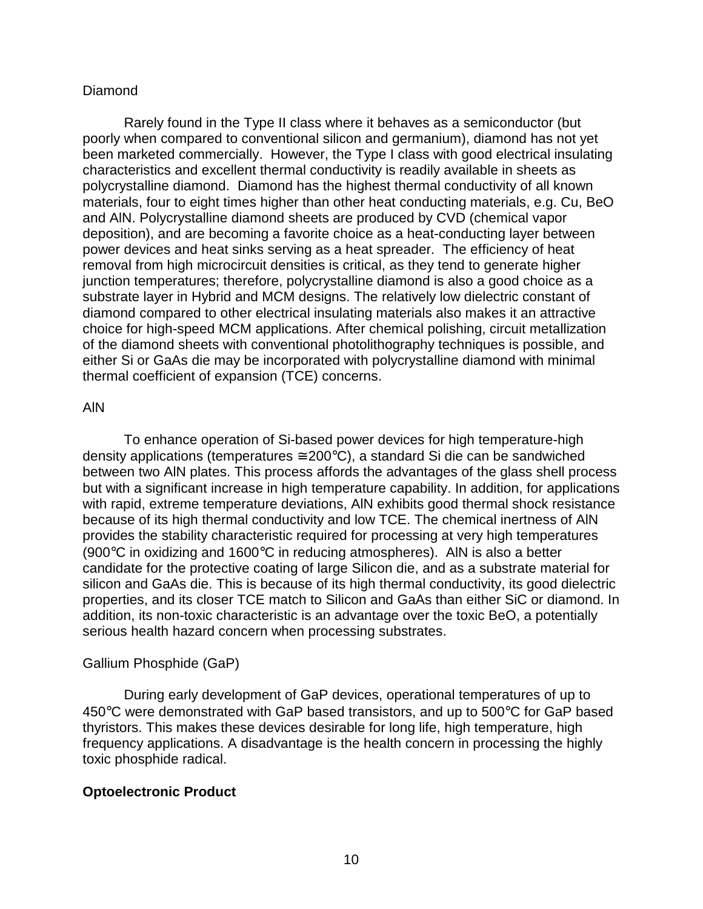### Diamond

Rarely found in the Type II class where it behaves as a semiconductor (but poorly when compared to conventional silicon and germanium), diamond has not yet been marketed commercially. However, the Type I class with good electrical insulating characteristics and excellent thermal conductivity is readily available in sheets as polycrystalline diamond. Diamond has the highest thermal conductivity of all known materials, four to eight times higher than other heat conducting materials, e.g. Cu, BeO and AlN. Polycrystalline diamond sheets are produced by CVD (chemical vapor deposition), and are becoming a favorite choice as a heat-conducting layer between power devices and heat sinks serving as a heat spreader. The efficiency of heat removal from high microcircuit densities is critical, as they tend to generate higher junction temperatures; therefore, polycrystalline diamond is also a good choice as a substrate layer in Hybrid and MCM designs. The relatively low dielectric constant of diamond compared to other electrical insulating materials also makes it an attractive choice for high-speed MCM applications. After chemical polishing, circuit metallization of the diamond sheets with conventional photolithography techniques is possible, and either Si or GaAs die may be incorporated with polycrystalline diamond with minimal thermal coefficient of expansion (TCE) concerns.

### AlN

To enhance operation of Si-based power devices for high temperature-high density applications (temperatures ≅200°C), a standard Si die can be sandwiched between two AlN plates. This process affords the advantages of the glass shell process but with a significant increase in high temperature capability. In addition, for applications with rapid, extreme temperature deviations, AlN exhibits good thermal shock resistance because of its high thermal conductivity and low TCE. The chemical inertness of AlN provides the stability characteristic required for processing at very high temperatures (900°C in oxidizing and 1600°C in reducing atmospheres). AlN is also a better candidate for the protective coating of large Silicon die, and as a substrate material for silicon and GaAs die. This is because of its high thermal conductivity, its good dielectric properties, and its closer TCE match to Silicon and GaAs than either SiC or diamond. In addition, its non-toxic characteristic is an advantage over the toxic BeO, a potentially serious health hazard concern when processing substrates.

### Gallium Phosphide (GaP)

During early development of GaP devices, operational temperatures of up to 450°C were demonstrated with GaP based transistors, and up to 500°C for GaP based thyristors. This makes these devices desirable for long life, high temperature, high frequency applications. A disadvantage is the health concern in processing the highly toxic phosphide radical.

## Optoelectronic Product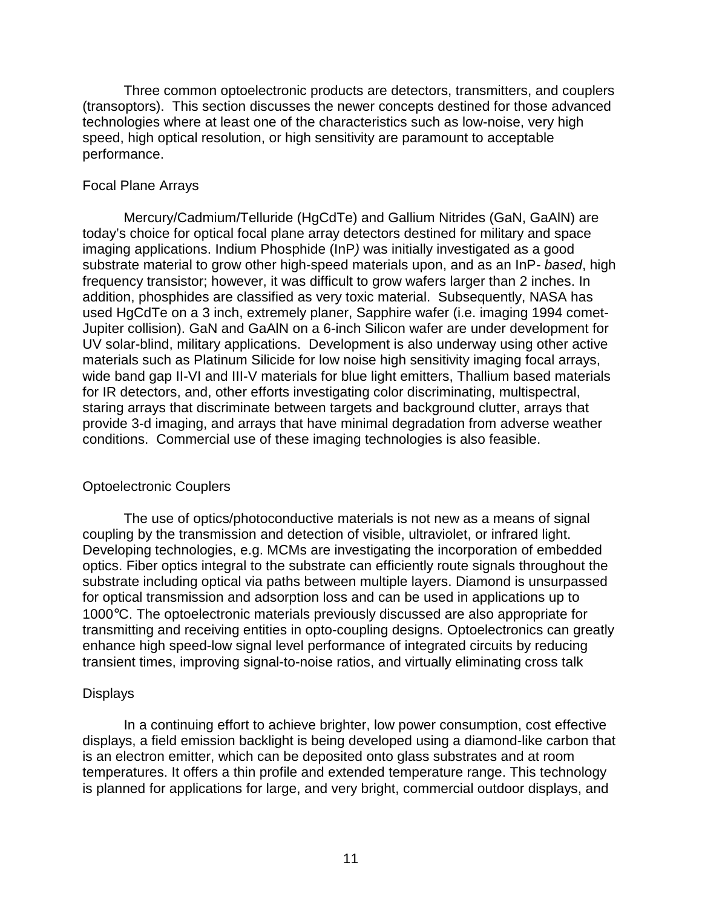Three common optoelectronic products are detectors, transmitters, and couplers (transoptors). This section discusses the newer concepts destined for those advanced technologies where at least one of the characteristics such as low-noise, very high speed, high optical resolution, or high sensitivity are paramount to acceptable performance.

## Focal Plane Arrays

Mercury/Cadmium/Telluride (HgCdTe) and Gallium Nitrides (GaN, GaAlN) are today's choice for optical focal plane array detectors destined for military and space imaging applications. Indium Phosphide (InP*)* was initially investigated as a good substrate material to grow other high-speed materials upon, and as an InP- *based*, high frequency transistor; however, it was difficult to grow wafers larger than 2 inches. In addition, phosphides are classified as very toxic material. Subsequently, NASA has used HgCdTe on a 3 inch, extremely planer, Sapphire wafer (i.e. imaging 1994 comet-Jupiter collision). GaN and GaAlN on a 6-inch Silicon wafer are under development for UV solar-blind, military applications. Development is also underway using other active materials such as Platinum Silicide for low noise high sensitivity imaging focal arrays, wide band gap II-VI and III-V materials for blue light emitters, Thallium based materials for IR detectors, and, other efforts investigating color discriminating, multispectral, staring arrays that discriminate between targets and background clutter, arrays that provide 3-d imaging, and arrays that have minimal degradation from adverse weather conditions. Commercial use of these imaging technologies is also feasible.

## Optoelectronic Couplers

The use of optics/photoconductive materials is not new as a means of signal coupling by the transmission and detection of visible, ultraviolet, or infrared light. Developing technologies, e.g. MCMs are investigating the incorporation of embedded optics. Fiber optics integral to the substrate can efficiently route signals throughout the substrate including optical via paths between multiple layers. Diamond is unsurpassed for optical transmission and adsorption loss and can be used in applications up to 1000°C. The optoelectronic materials previously discussed are also appropriate for transmitting and receiving entities in opto-coupling designs. Optoelectronics can greatly enhance high speed-low signal level performance of integrated circuits by reducing transient times, improving signal-to-noise ratios, and virtually eliminating cross talk

## Displays

In a continuing effort to achieve brighter, low power consumption, cost effective displays, a field emission backlight is being developed using a diamond-like carbon that is an electron emitter, which can be deposited onto glass substrates and at room temperatures. It offers a thin profile and extended temperature range. This technology is planned for applications for large, and very bright, commercial outdoor displays, and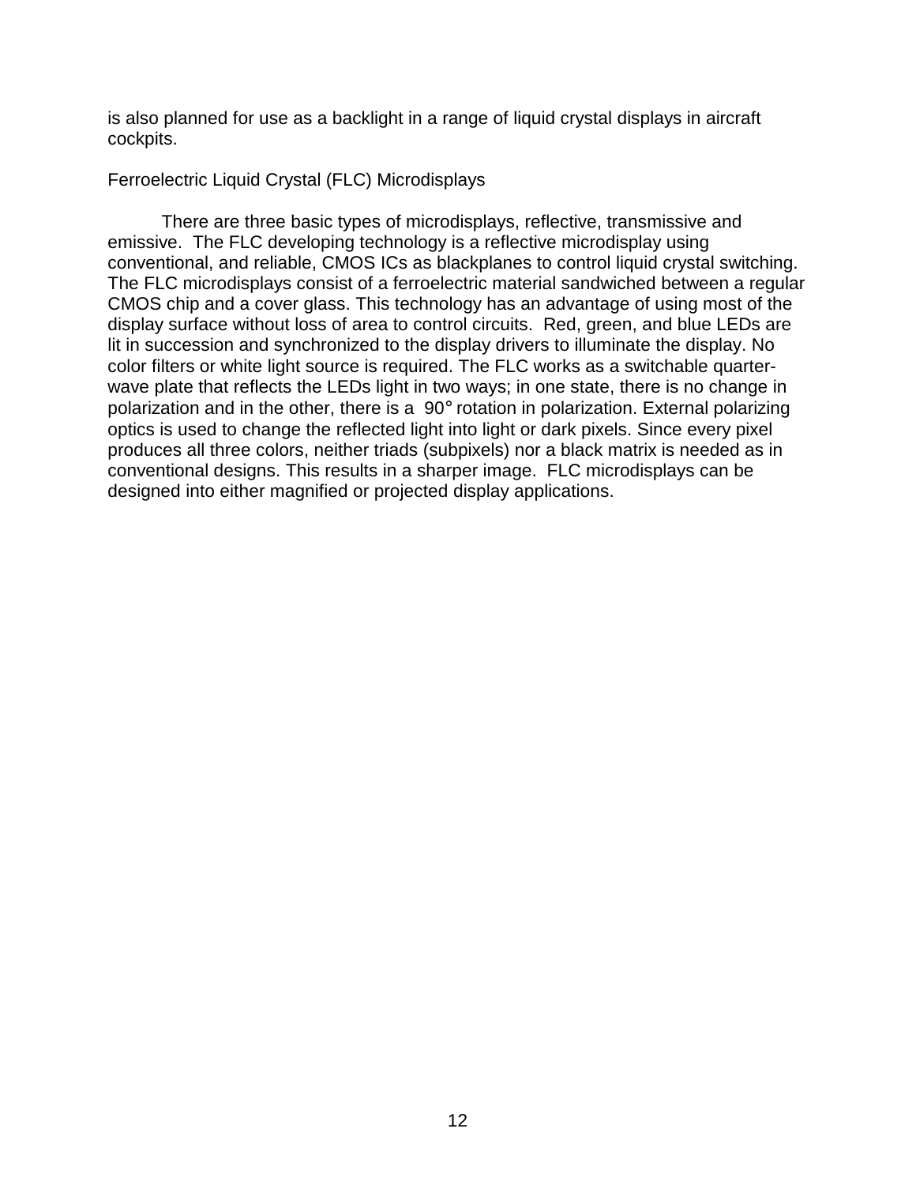is also planned for use as a backlight in a range of liquid crystal displays in aircraft cockpits.

## Ferroelectric Liquid Crystal (FLC) Microdisplays

There are three basic types of microdisplays, reflective, transmissive and emissive. The FLC developing technology is a reflective microdisplay using conventional, and reliable, CMOS ICs as blackplanes to control liquid crystal switching. The FLC microdisplays consist of a ferroelectric material sandwiched between a regular CMOS chip and a cover glass. This technology has an advantage of using most of the display surface without loss of area to control circuits. Red, green, and blue LEDs are lit in succession and synchronized to the display drivers to illuminate the display. No color filters or white light source is required. The FLC works as a switchable quarter-wave plate that reflects the LEDs light in two ways; in one state, there is no change in polarization and in the other, there is a 90° rotation in polarization. External polarizing optics is used to change the reflected light into light or dark pixels. Since every pixel produces all three colors, neither triads (subpixels) nor a black matrix is needed as in conventional designs. This results in a sharper image. FLC microdisplays can be designed into either magnified or projected display applications.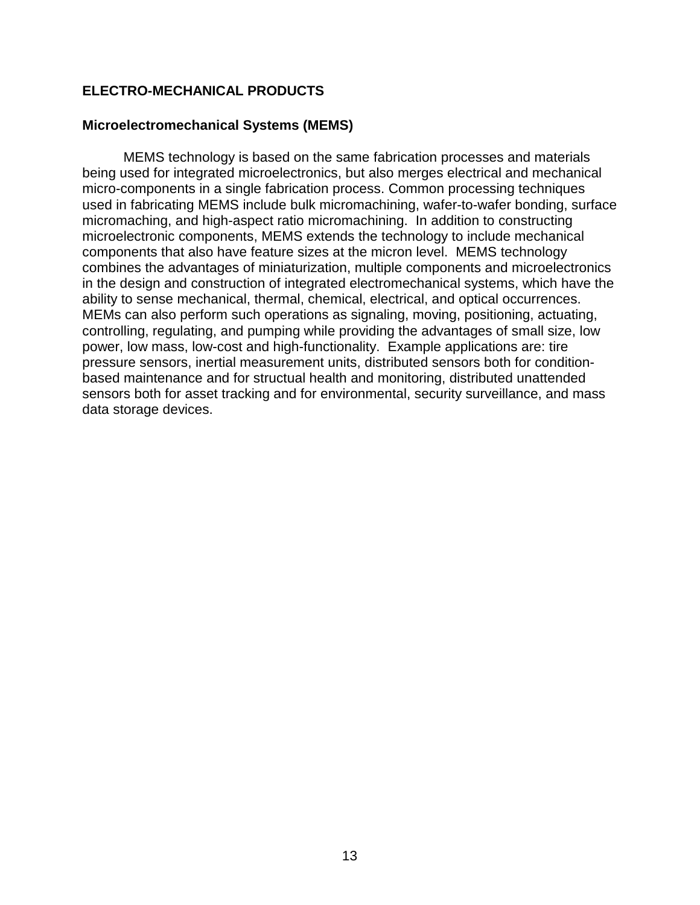## ELECTRO-MECHANICAL PRODUCTS

### Microelectromechanical Systems (MEMS)

MEMS technology is based on the same fabrication processes and materials being used for integrated microelectronics, but also merges electrical and mechanical micro-components in a single fabrication process. Common processing techniques used in fabricating MEMS include bulk micromachining, wafer-to-wafer bonding, surface micromaching, and high-aspect ratio micromachining. In addition to constructing microelectronic components, MEMS extends the technology to include mechanical components that also have feature sizes at the micron level. MEMS technology combines the advantages of miniaturization, multiple components and microelectronics in the design and construction of integrated electromechanical systems, which have the ability to sense mechanical, thermal, chemical, electrical, and optical occurrences. MEMs can also perform such operations as signaling, moving, positioning, actuating, controlling, regulating, and pumping while providing the advantages of small size, low power, low mass, low-cost and high-functionality. Example applications are: tire pressure sensors, inertial measurement units, distributed sensors both for condition-based maintenance and for structual health and monitoring, distributed unattended sensors both for asset tracking and for environmental, security surveillance, and mass data storage devices.